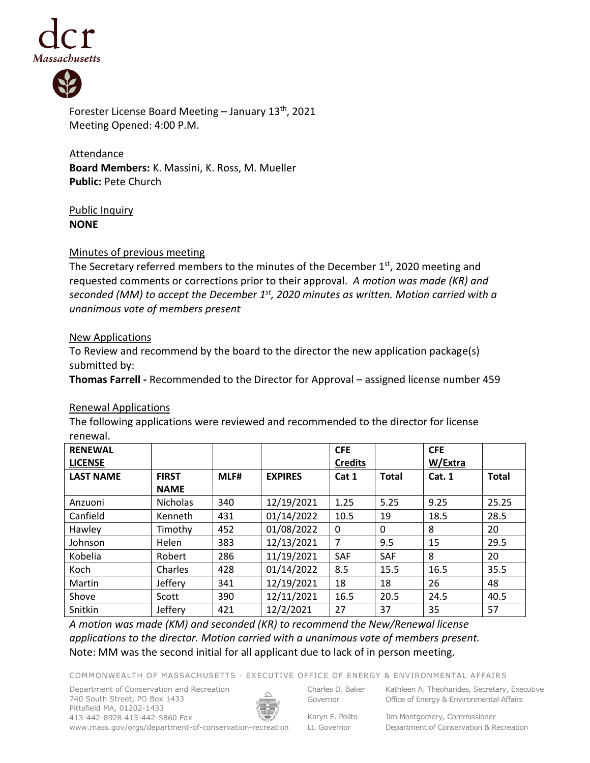Forester License Board Meeting – January 13th, 2021
Meeting Opened: 4:00 P.M.

Attendance
**Board Members:** K. Massini, K. Ross, M. Mueller
**Public:** Pete Church

Public Inquiry
**NONE**

Minutes of previous meeting
The Secretary referred members to the minutes of the December 1st, 2020 meeting and requested comments or corrections prior to their approval. *A motion was made (KR) and seconded (MM) to accept the December 1st, 2020 minutes as written. Motion carried with a unanimous vote of members present*

New Applications
To Review and recommend by the board to the director the new application package(s) submitted by:
**Thomas Farrell -** Recommended to the Director for Approval – assigned license number 459

Renewal Applications
The following applications were reviewed and recommended to the director for license renewal.

| **RENEWAL LICENSE** | | | | **CFE Credits** | | **CFE W/Extra** | |
|---|---|---|---|---|---|---|---|
| **LAST NAME** | **FIRST NAME** | **MLF#** | **EXPIRES** | **Cat 1** | **Total** | **Cat. 1** | **Total** |
| Anzuoni | Nicholas | 340 | 12/19/2021 | 1.25 | 5.25 | 9.25 | 25.25 |
| Canfield | Kenneth | 431 | 01/14/2022 | 10.5 | 19 | 18.5 | 28.5 |
| Hawley | Timothy | 452 | 01/08/2022 | 0 | 0 | 8 | 20 |
| Johnson | Helen | 383 | 12/13/2021 | 7 | 9.5 | 15 | 29.5 |
| Kobelia | Robert | 286 | 11/19/2021 | SAF | SAF | 8 | 20 |
| Koch | Charles | 428 | 01/14/2022 | 8.5 | 15.5 | 16.5 | 35.5 |
| Martin | Jeffery | 341 | 12/19/2021 | 18 | 18 | 26 | 48 |
| Shove | Scott | 390 | 12/11/2021 | 16.5 | 20.5 | 24.5 | 40.5 |
| Snitkin | Jeffery | 421 | 12/2/2021 | 27 | 37 | 35 | 57 |

*A motion was made (KM) and seconded (KR) to recommend the New/Renewal license applications to the director. Motion carried with a unanimous vote of members present.*
Note: MM was the second initial for all applicant due to lack of in person meeting.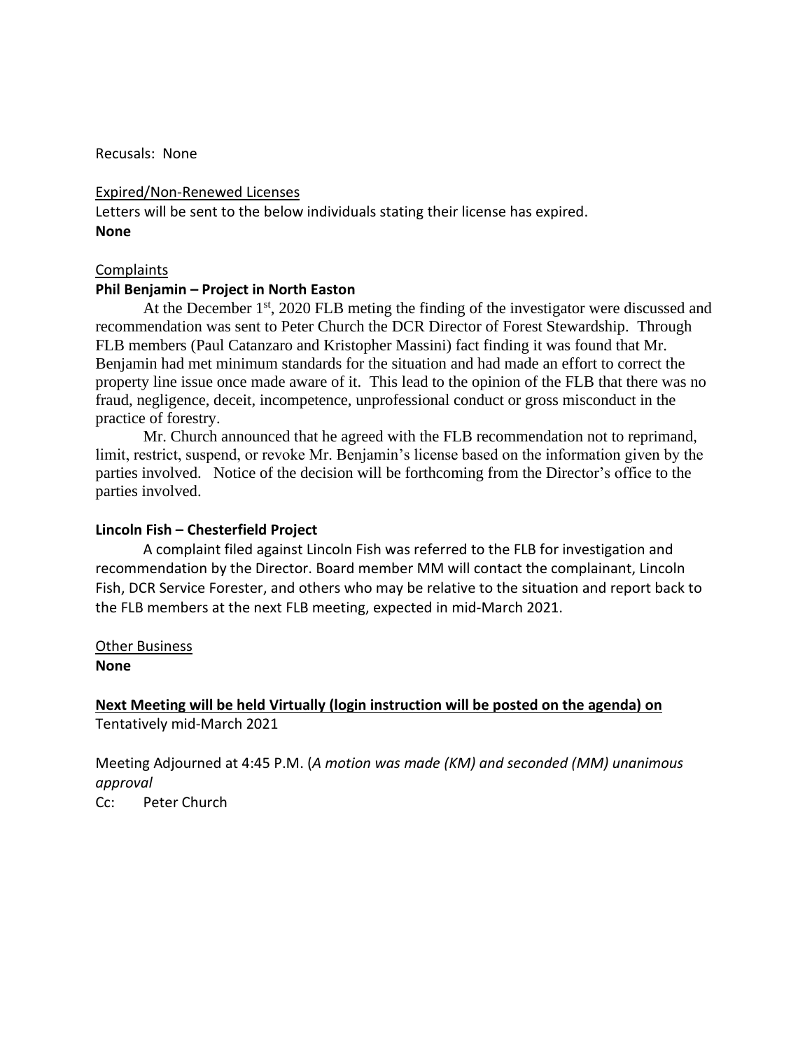Recusals: None

Expired/Non-Renewed Licenses

Letters will be sent to the below individuals stating their license has expired.

**None**

Complaints

**Phil Benjamin – Project in North Easton**

At the December 1st, 2020 FLB meting the finding of the investigator were discussed and recommendation was sent to Peter Church the DCR Director of Forest Stewardship. Through FLB members (Paul Catanzaro and Kristopher Massini) fact finding it was found that Mr. Benjamin had met minimum standards for the situation and had made an effort to correct the property line issue once made aware of it. This lead to the opinion of the FLB that there was no fraud, negligence, deceit, incompetence, unprofessional conduct or gross misconduct in the practice of forestry.

Mr. Church announced that he agreed with the FLB recommendation not to reprimand, limit, restrict, suspend, or revoke Mr. Benjamin's license based on the information given by the parties involved. Notice of the decision will be forthcoming from the Director's office to the parties involved.

**Lincoln Fish – Chesterfield Project**

A complaint filed against Lincoln Fish was referred to the FLB for investigation and recommendation by the Director. Board member MM will contact the complainant, Lincoln Fish, DCR Service Forester, and others who may be relative to the situation and report back to the FLB members at the next FLB meeting, expected in mid-March 2021.

Other Business

**None**

**Next Meeting will be held Virtually (login instruction will be posted on the agenda) on**

Tentatively mid-March 2021

Meeting Adjourned at 4:45 P.M. (*A motion was made (KM) and seconded (MM) unanimous approval*

Cc: Peter Church